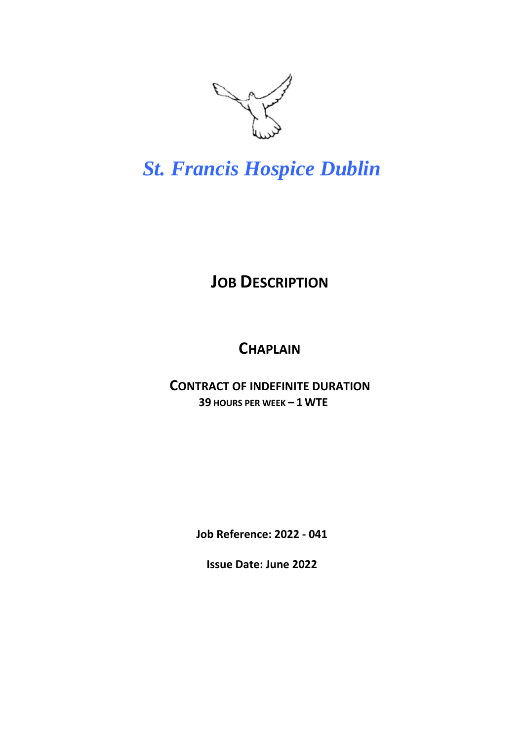# *St. Francis Hospice Dublin*

## JOB DESCRIPTION

## CHAPLAIN

**CONTRACT OF INDEFINITE DURATION**
**39 HOURS PER WEEK – 1 WTE**

**Job Reference: 2022 - 041**

**Issue Date: June 2022**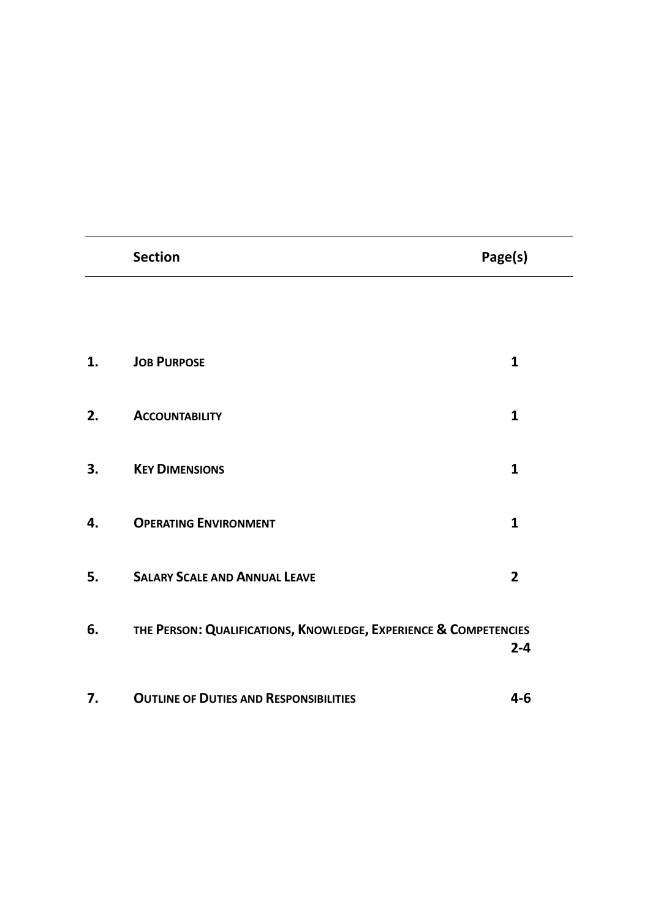| | Section | Page(s) |
|---|---|---|
| 1. | **JOB PURPOSE** | 1 |
| 2. | **ACCOUNTABILITY** | 1 |
| 3. | **KEY DIMENSIONS** | 1 |
| 4. | **OPERATING ENVIRONMENT** | 1 |
| 5. | **SALARY SCALE AND ANNUAL LEAVE** | 2 |
| 6. | **THE PERSON: QUALIFICATIONS, KNOWLEDGE, EXPERIENCE & COMPETENCIES** | 2-4 |
| 7. | **OUTLINE OF DUTIES AND RESPONSIBILITIES** | 4-6 |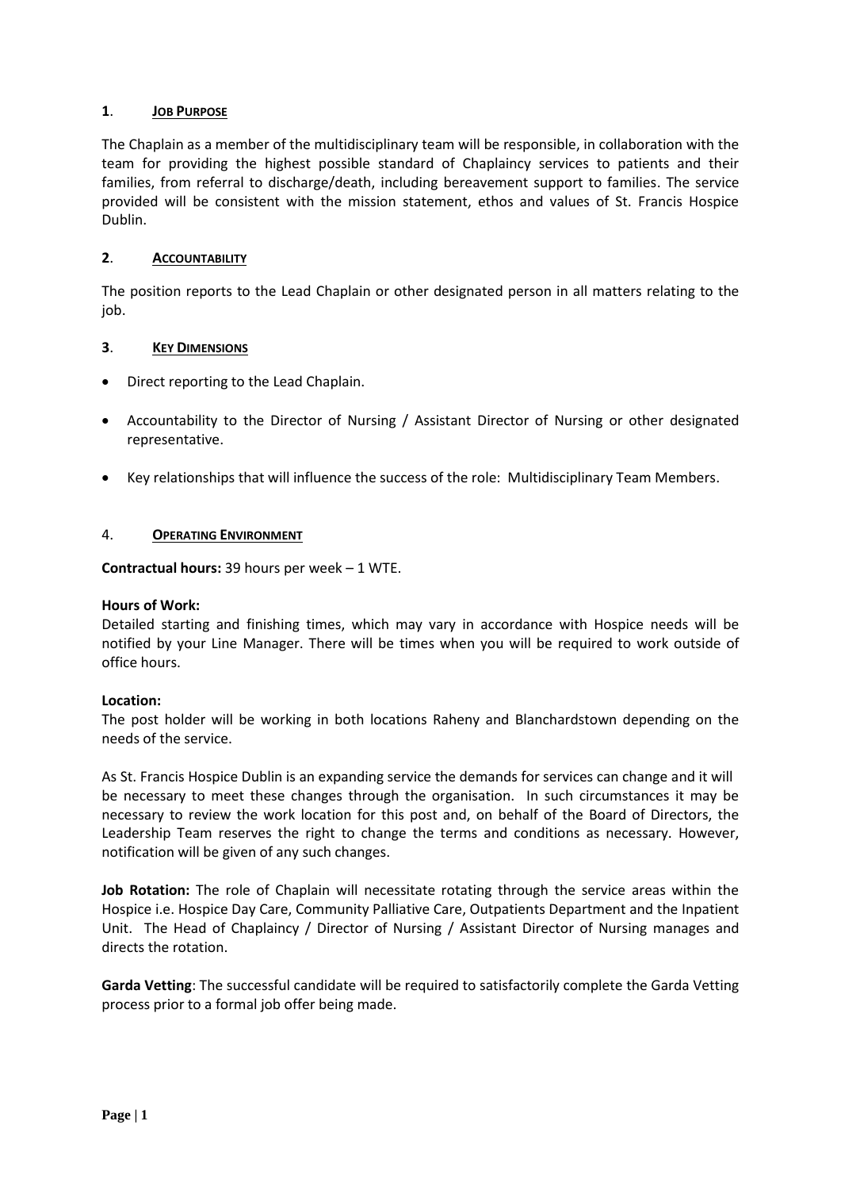## 1. JOB PURPOSE

The Chaplain as a member of the multidisciplinary team will be responsible, in collaboration with the team for providing the highest possible standard of Chaplaincy services to patients and their families, from referral to discharge/death, including bereavement support to families. The service provided will be consistent with the mission statement, ethos and values of St. Francis Hospice Dublin.

## 2. ACCOUNTABILITY

The position reports to the Lead Chaplain or other designated person in all matters relating to the job.

## 3. KEY DIMENSIONS

- Direct reporting to the Lead Chaplain.
- Accountability to the Director of Nursing / Assistant Director of Nursing or other designated representative.
- Key relationships that will influence the success of the role: Multidisciplinary Team Members.

## 4. OPERATING ENVIRONMENT

**Contractual hours:** 39 hours per week – 1 WTE.

**Hours of Work:**
Detailed starting and finishing times, which may vary in accordance with Hospice needs will be notified by your Line Manager. There will be times when you will be required to work outside of office hours.

**Location:**
The post holder will be working in both locations Raheny and Blanchardstown depending on the needs of the service.

As St. Francis Hospice Dublin is an expanding service the demands for services can change and it will be necessary to meet these changes through the organisation. In such circumstances it may be necessary to review the work location for this post and, on behalf of the Board of Directors, the Leadership Team reserves the right to change the terms and conditions as necessary. However, notification will be given of any such changes.

**Job Rotation:** The role of Chaplain will necessitate rotating through the service areas within the Hospice i.e. Hospice Day Care, Community Palliative Care, Outpatients Department and the Inpatient Unit. The Head of Chaplaincy / Director of Nursing / Assistant Director of Nursing manages and directs the rotation.

**Garda Vetting**: The successful candidate will be required to satisfactorily complete the Garda Vetting process prior to a formal job offer being made.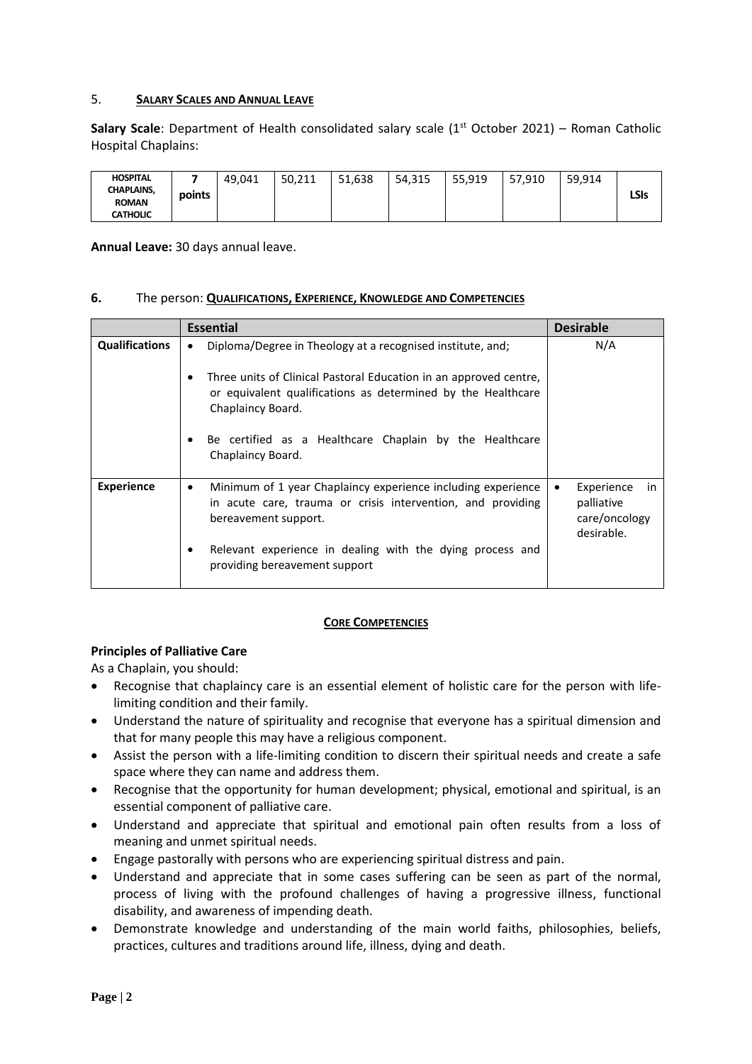## 5. **SALARY SCALES AND ANNUAL LEAVE**

**Salary Scale**: Department of Health consolidated salary scale (1st October 2021) – Roman Catholic Hospital Chaplains:

| HOSPITAL CHAPLAINS, ROMAN CATHOLIC | 7 points | 49,041 | 50,211 | 51,638 | 54,315 | 55,919 | 57,910 | 59,914 | LSIs |
|---|---|---|---|---|---|---|---|---|---|

**Annual Leave:** 30 days annual leave.

## 6. The person: **QUALIFICATIONS, EXPERIENCE, KNOWLEDGE AND COMPETENCIES**

| | **Essential** | **Desirable** |
|---|---|---|
| **Qualifications** | • Diploma/Degree in Theology at a recognised institute, and;<br>• Three units of Clinical Pastoral Education in an approved centre, or equivalent qualifications as determined by the Healthcare Chaplaincy Board.<br>• Be certified as a Healthcare Chaplain by the Healthcare Chaplaincy Board. | N/A |
| **Experience** | • Minimum of 1 year Chaplaincy experience including experience in acute care, trauma or crisis intervention, and providing bereavement support.<br>• Relevant experience in dealing with the dying process and providing bereavement support | • Experience in palliative care/oncology desirable. |

### **CORE COMPETENCIES**

**Principles of Palliative Care**

As a Chaplain, you should:

- Recognise that chaplaincy care is an essential element of holistic care for the person with life-limiting condition and their family.
- Understand the nature of spirituality and recognise that everyone has a spiritual dimension and that for many people this may have a religious component.
- Assist the person with a life-limiting condition to discern their spiritual needs and create a safe space where they can name and address them.
- Recognise that the opportunity for human development; physical, emotional and spiritual, is an essential component of palliative care.
- Understand and appreciate that spiritual and emotional pain often results from a loss of meaning and unmet spiritual needs.
- Engage pastorally with persons who are experiencing spiritual distress and pain.
- Understand and appreciate that in some cases suffering can be seen as part of the normal, process of living with the profound challenges of having a progressive illness, functional disability, and awareness of impending death.
- Demonstrate knowledge and understanding of the main world faiths, philosophies, beliefs, practices, cultures and traditions around life, illness, dying and death.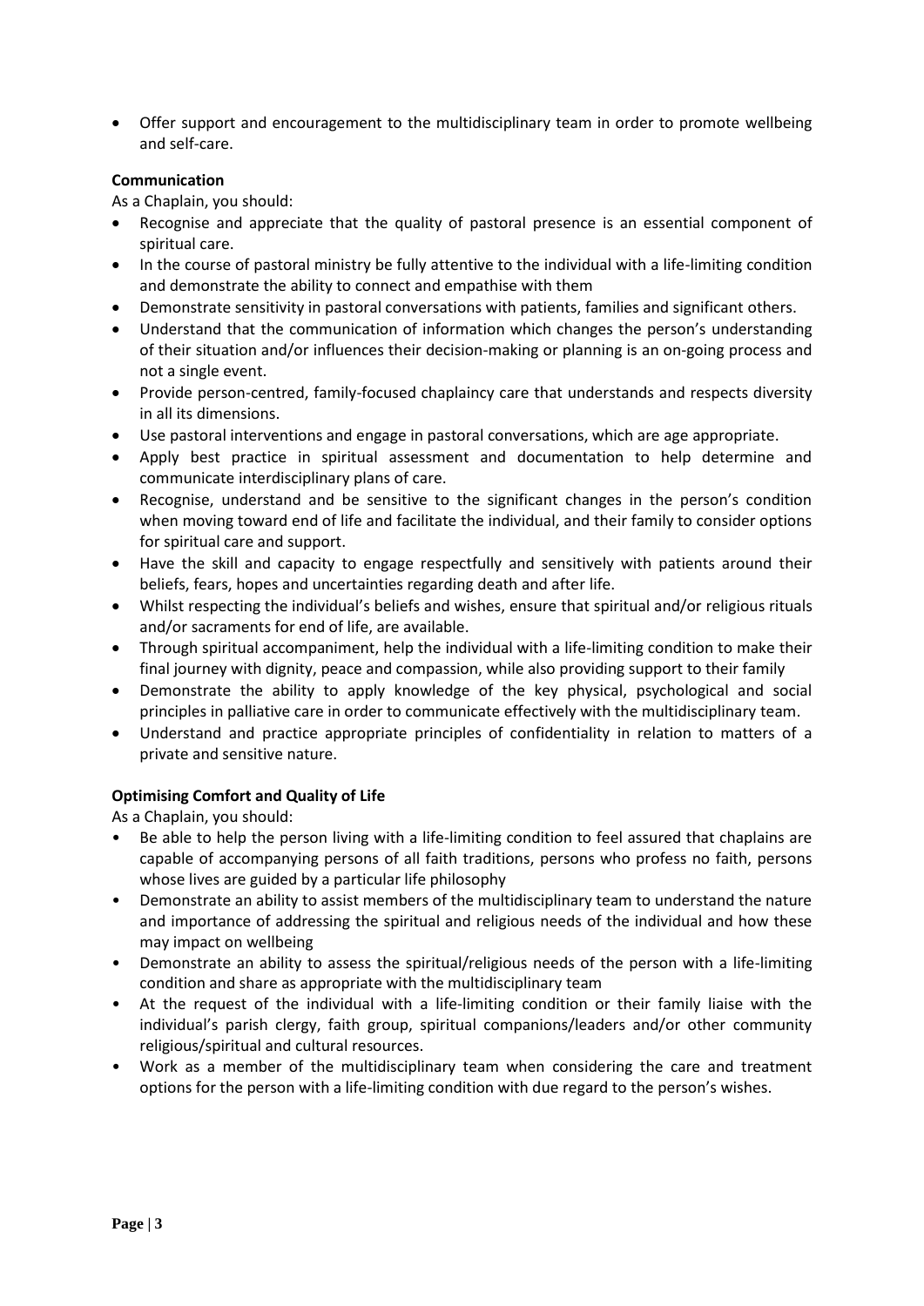- Offer support and encouragement to the multidisciplinary team in order to promote wellbeing and self-care.

**Communication**

As a Chaplain, you should:

- Recognise and appreciate that the quality of pastoral presence is an essential component of spiritual care.
- In the course of pastoral ministry be fully attentive to the individual with a life-limiting condition and demonstrate the ability to connect and empathise with them
- Demonstrate sensitivity in pastoral conversations with patients, families and significant others.
- Understand that the communication of information which changes the person's understanding of their situation and/or influences their decision-making or planning is an on-going process and not a single event.
- Provide person-centred, family-focused chaplaincy care that understands and respects diversity in all its dimensions.
- Use pastoral interventions and engage in pastoral conversations, which are age appropriate.
- Apply best practice in spiritual assessment and documentation to help determine and communicate interdisciplinary plans of care.
- Recognise, understand and be sensitive to the significant changes in the person's condition when moving toward end of life and facilitate the individual, and their family to consider options for spiritual care and support.
- Have the skill and capacity to engage respectfully and sensitively with patients around their beliefs, fears, hopes and uncertainties regarding death and after life.
- Whilst respecting the individual's beliefs and wishes, ensure that spiritual and/or religious rituals and/or sacraments for end of life, are available.
- Through spiritual accompaniment, help the individual with a life-limiting condition to make their final journey with dignity, peace and compassion, while also providing support to their family
- Demonstrate the ability to apply knowledge of the key physical, psychological and social principles in palliative care in order to communicate effectively with the multidisciplinary team.
- Understand and practice appropriate principles of confidentiality in relation to matters of a private and sensitive nature.

**Optimising Comfort and Quality of Life**

As a Chaplain, you should:

- Be able to help the person living with a life-limiting condition to feel assured that chaplains are capable of accompanying persons of all faith traditions, persons who profess no faith, persons whose lives are guided by a particular life philosophy
- Demonstrate an ability to assist members of the multidisciplinary team to understand the nature and importance of addressing the spiritual and religious needs of the individual and how these may impact on wellbeing
- Demonstrate an ability to assess the spiritual/religious needs of the person with a life-limiting condition and share as appropriate with the multidisciplinary team
- At the request of the individual with a life-limiting condition or their family liaise with the individual's parish clergy, faith group, spiritual companions/leaders and/or other community religious/spiritual and cultural resources.
- Work as a member of the multidisciplinary team when considering the care and treatment options for the person with a life-limiting condition with due regard to the person's wishes.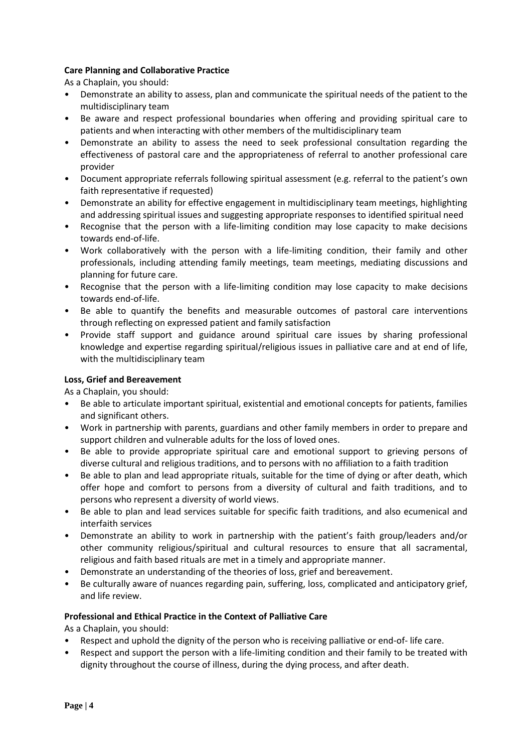**Care Planning and Collaborative Practice**

As a Chaplain, you should:

- Demonstrate an ability to assess, plan and communicate the spiritual needs of the patient to the multidisciplinary team
- Be aware and respect professional boundaries when offering and providing spiritual care to patients and when interacting with other members of the multidisciplinary team
- Demonstrate an ability to assess the need to seek professional consultation regarding the effectiveness of pastoral care and the appropriateness of referral to another professional care provider
- Document appropriate referrals following spiritual assessment (e.g. referral to the patient's own faith representative if requested)
- Demonstrate an ability for effective engagement in multidisciplinary team meetings, highlighting and addressing spiritual issues and suggesting appropriate responses to identified spiritual need
- Recognise that the person with a life-limiting condition may lose capacity to make decisions towards end-of-life.
- Work collaboratively with the person with a life-limiting condition, their family and other professionals, including attending family meetings, team meetings, mediating discussions and planning for future care.
- Recognise that the person with a life-limiting condition may lose capacity to make decisions towards end-of-life.
- Be able to quantify the benefits and measurable outcomes of pastoral care interventions through reflecting on expressed patient and family satisfaction
- Provide staff support and guidance around spiritual care issues by sharing professional knowledge and expertise regarding spiritual/religious issues in palliative care and at end of life, with the multidisciplinary team

**Loss, Grief and Bereavement**

As a Chaplain, you should:

- Be able to articulate important spiritual, existential and emotional concepts for patients, families and significant others.
- Work in partnership with parents, guardians and other family members in order to prepare and support children and vulnerable adults for the loss of loved ones.
- Be able to provide appropriate spiritual care and emotional support to grieving persons of diverse cultural and religious traditions, and to persons with no affiliation to a faith tradition
- Be able to plan and lead appropriate rituals, suitable for the time of dying or after death, which offer hope and comfort to persons from a diversity of cultural and faith traditions, and to persons who represent a diversity of world views.
- Be able to plan and lead services suitable for specific faith traditions, and also ecumenical and interfaith services
- Demonstrate an ability to work in partnership with the patient's faith group/leaders and/or other community religious/spiritual and cultural resources to ensure that all sacramental, religious and faith based rituals are met in a timely and appropriate manner.
- Demonstrate an understanding of the theories of loss, grief and bereavement.
- Be culturally aware of nuances regarding pain, suffering, loss, complicated and anticipatory grief, and life review.

**Professional and Ethical Practice in the Context of Palliative Care**

As a Chaplain, you should:

- Respect and uphold the dignity of the person who is receiving palliative or end-of- life care.
- Respect and support the person with a life-limiting condition and their family to be treated with dignity throughout the course of illness, during the dying process, and after death.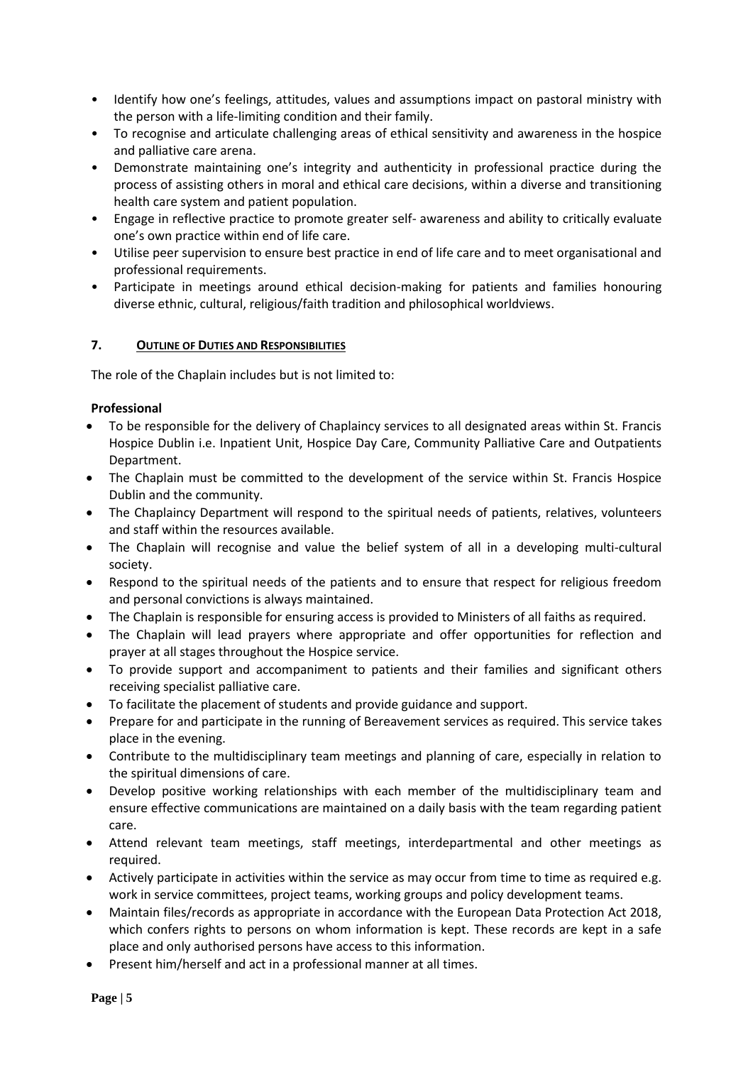- Identify how one's feelings, attitudes, values and assumptions impact on pastoral ministry with the person with a life-limiting condition and their family.
- To recognise and articulate challenging areas of ethical sensitivity and awareness in the hospice and palliative care arena.
- Demonstrate maintaining one's integrity and authenticity in professional practice during the process of assisting others in moral and ethical care decisions, within a diverse and transitioning health care system and patient population.
- Engage in reflective practice to promote greater self- awareness and ability to critically evaluate one's own practice within end of life care.
- Utilise peer supervision to ensure best practice in end of life care and to meet organisational and professional requirements.
- Participate in meetings around ethical decision-making for patients and families honouring diverse ethnic, cultural, religious/faith tradition and philosophical worldviews.

## 7. Outline of Duties and Responsibilities

The role of the Chaplain includes but is not limited to:

**Professional**

- To be responsible for the delivery of Chaplaincy services to all designated areas within St. Francis Hospice Dublin i.e. Inpatient Unit, Hospice Day Care, Community Palliative Care and Outpatients Department.
- The Chaplain must be committed to the development of the service within St. Francis Hospice Dublin and the community.
- The Chaplaincy Department will respond to the spiritual needs of patients, relatives, volunteers and staff within the resources available.
- The Chaplain will recognise and value the belief system of all in a developing multi-cultural society.
- Respond to the spiritual needs of the patients and to ensure that respect for religious freedom and personal convictions is always maintained.
- The Chaplain is responsible for ensuring access is provided to Ministers of all faiths as required.
- The Chaplain will lead prayers where appropriate and offer opportunities for reflection and prayer at all stages throughout the Hospice service.
- To provide support and accompaniment to patients and their families and significant others receiving specialist palliative care.
- To facilitate the placement of students and provide guidance and support.
- Prepare for and participate in the running of Bereavement services as required. This service takes place in the evening.
- Contribute to the multidisciplinary team meetings and planning of care, especially in relation to the spiritual dimensions of care.
- Develop positive working relationships with each member of the multidisciplinary team and ensure effective communications are maintained on a daily basis with the team regarding patient care.
- Attend relevant team meetings, staff meetings, interdepartmental and other meetings as required.
- Actively participate in activities within the service as may occur from time to time as required e.g. work in service committees, project teams, working groups and policy development teams.
- Maintain files/records as appropriate in accordance with the European Data Protection Act 2018, which confers rights to persons on whom information is kept. These records are kept in a safe place and only authorised persons have access to this information.
- Present him/herself and act in a professional manner at all times.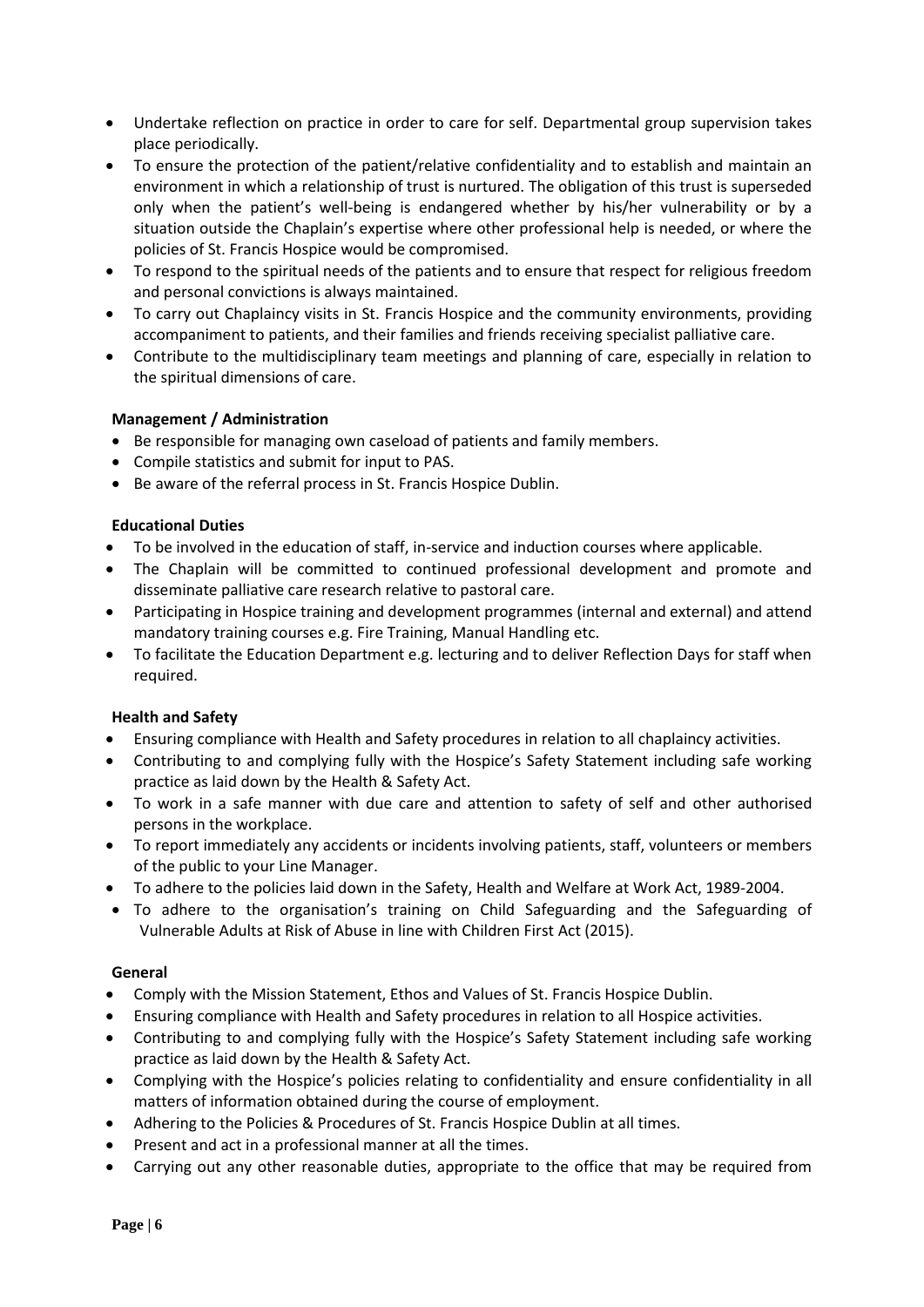- Undertake reflection on practice in order to care for self. Departmental group supervision takes place periodically.
- To ensure the protection of the patient/relative confidentiality and to establish and maintain an environment in which a relationship of trust is nurtured. The obligation of this trust is superseded only when the patient's well-being is endangered whether by his/her vulnerability or by a situation outside the Chaplain's expertise where other professional help is needed, or where the policies of St. Francis Hospice would be compromised.
- To respond to the spiritual needs of the patients and to ensure that respect for religious freedom and personal convictions is always maintained.
- To carry out Chaplaincy visits in St. Francis Hospice and the community environments, providing accompaniment to patients, and their families and friends receiving specialist palliative care.
- Contribute to the multidisciplinary team meetings and planning of care, especially in relation to the spiritual dimensions of care.

**Management / Administration**

- Be responsible for managing own caseload of patients and family members.
- Compile statistics and submit for input to PAS.
- Be aware of the referral process in St. Francis Hospice Dublin.

**Educational Duties**

- To be involved in the education of staff, in-service and induction courses where applicable.
- The Chaplain will be committed to continued professional development and promote and disseminate palliative care research relative to pastoral care.
- Participating in Hospice training and development programmes (internal and external) and attend mandatory training courses e.g. Fire Training, Manual Handling etc.
- To facilitate the Education Department e.g. lecturing and to deliver Reflection Days for staff when required.

**Health and Safety**

- Ensuring compliance with Health and Safety procedures in relation to all chaplaincy activities.
- Contributing to and complying fully with the Hospice's Safety Statement including safe working practice as laid down by the Health & Safety Act.
- To work in a safe manner with due care and attention to safety of self and other authorised persons in the workplace.
- To report immediately any accidents or incidents involving patients, staff, volunteers or members of the public to your Line Manager.
- To adhere to the policies laid down in the Safety, Health and Welfare at Work Act, 1989-2004.
- To adhere to the organisation's training on Child Safeguarding and the Safeguarding of Vulnerable Adults at Risk of Abuse in line with Children First Act (2015).

**General**

- Comply with the Mission Statement, Ethos and Values of St. Francis Hospice Dublin.
- Ensuring compliance with Health and Safety procedures in relation to all Hospice activities.
- Contributing to and complying fully with the Hospice's Safety Statement including safe working practice as laid down by the Health & Safety Act.
- Complying with the Hospice's policies relating to confidentiality and ensure confidentiality in all matters of information obtained during the course of employment.
- Adhering to the Policies & Procedures of St. Francis Hospice Dublin at all times.
- Present and act in a professional manner at all the times.
- Carrying out any other reasonable duties, appropriate to the office that may be required from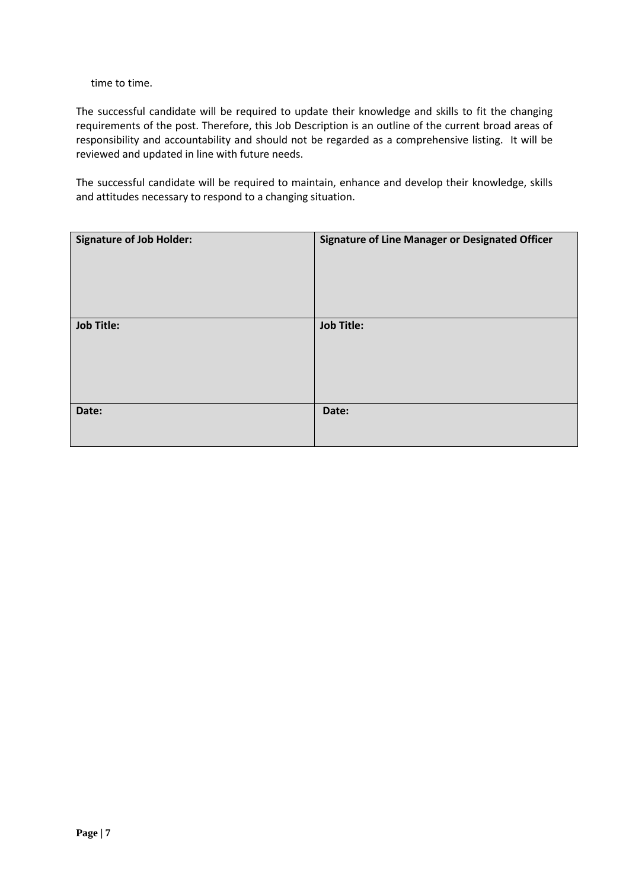time to time.

The successful candidate will be required to update their knowledge and skills to fit the changing requirements of the post. Therefore, this Job Description is an outline of the current broad areas of responsibility and accountability and should not be regarded as a comprehensive listing. It will be reviewed and updated in line with future needs.

The successful candidate will be required to maintain, enhance and develop their knowledge, skills and attitudes necessary to respond to a changing situation.

| | |
|---|---|
| **Signature of Job Holder:** | **Signature of Line Manager or Designated Officer** |
| **Job Title:** | **Job Title:** |
| **Date:** | **Date:** |